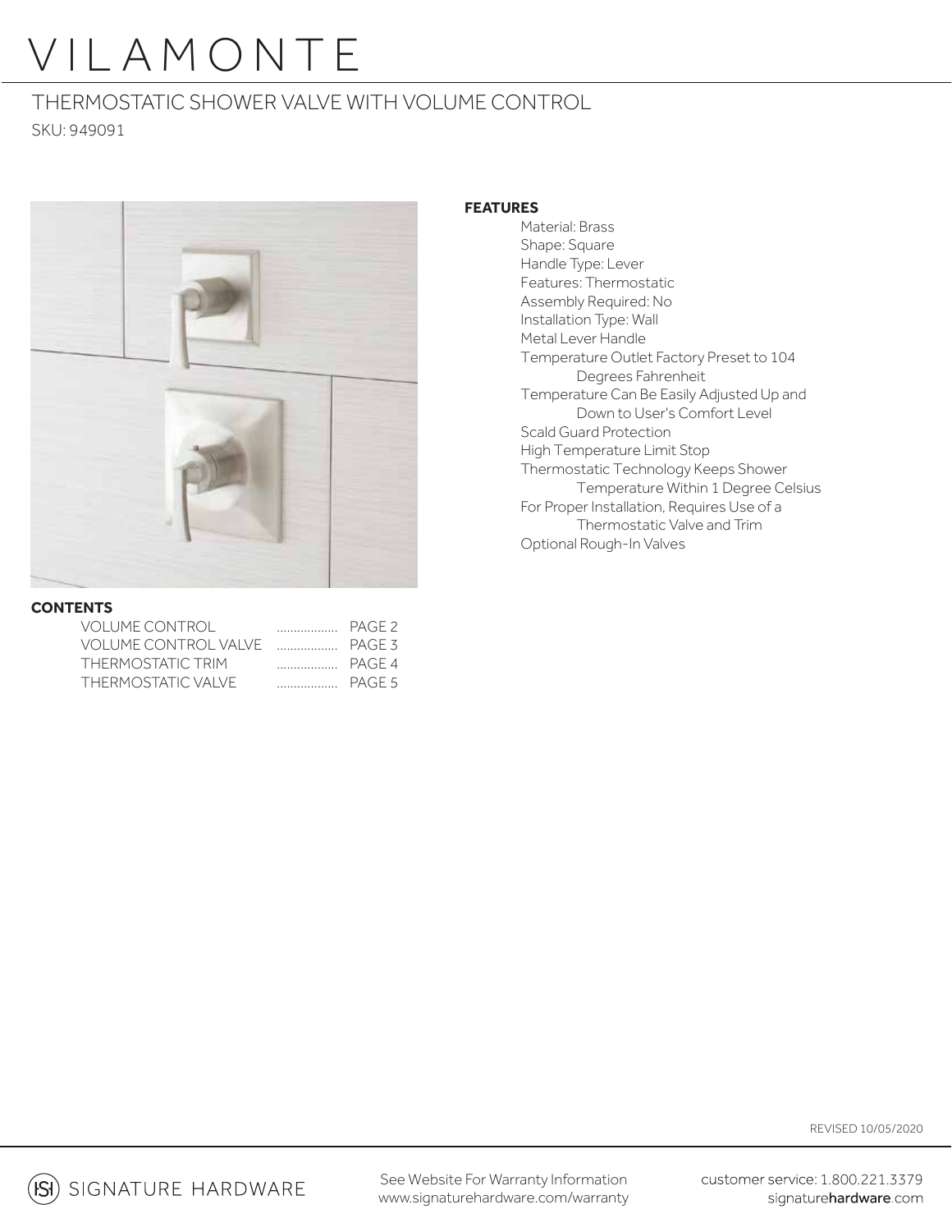# VILAMONTE

## THERMOSTATIC SHOWER VALVE WITH VOLUME CONTROL

SKU: 949091

**FEATURES**

- Material: Brass
- Shape: Square
- Handle Type: Lever
- Features: Thermostatic
- Assembly Required: No
- Installation Type: Wall
- Metal Lever Handle
- Temperature Outlet Factory Preset to 104 Degrees Fahrenheit
- Temperature Can Be Easily Adjusted Up and Down to User's Comfort Level
- Scald Guard Protection
- High Temperature Limit Stop
- Thermostatic Technology Keeps Shower Temperature Within 1 Degree Celsius
- For Proper Installation, Requires Use of a Thermostatic Valve and Trim
- Optional Rough-In Valves

**CONTENTS**

| | | |
|---|---|---|
| VOLUME CONTROL | .................. | PAGE 2 |
| VOLUME CONTROL VALVE | .................. | PAGE 3 |
| THERMOSTATIC TRIM | .................. | PAGE 4 |
| THERMOSTATIC VALVE | .................. | PAGE 5 |

REVISED 10/05/2020

SIGNATURE HARDWARE

See Website For Warranty Information
www.signaturehardware.com/warranty

customer service: 1.800.221.3379
signaturehardware.com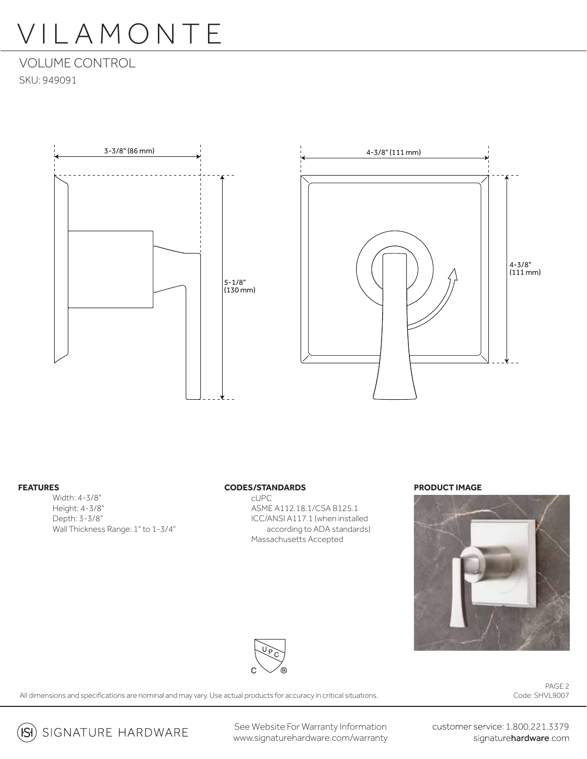# VILAMONTE

## VOLUME CONTROL

SKU: 949091

3-3/8" (86 mm)

5-1/8" (130 mm)

4-3/8" (111 mm)

4-3/8" (111 mm)

**FEATURES**

- Width: 4-3/8"
- Height: 4-3/8"
- Depth: 3-3/8"
- Wall Thickness Range: 1" to 1-3/4"

**CODES/STANDARDS**

cUPC
ASME A112.18.1/CSA B125.1
ICC/ANSI A117.1 (when installed according to ADA standards)
Massachusetts Accepted

**PRODUCT IMAGE**

All dimensions and specifications are nominal and may vary. Use actual products for accuracy in critical situations.

Code: SHVL9007

SIGNATURE HARDWARE

See Website For Warranty Information
www.signaturehardware.com/warranty

customer service: 1.800.221.3379
signaturehardware.com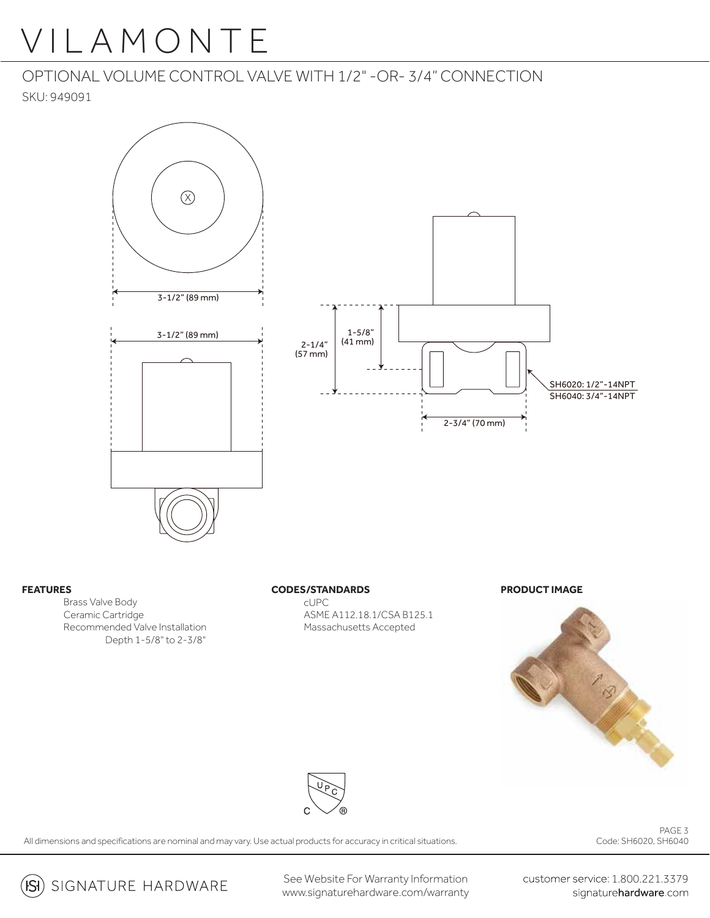# VILAMONTE

## OPTIONAL VOLUME CONTROL VALVE WITH 1/2" -OR- 3/4" CONNECTION

SKU: 949091

3-1/2" (89 mm)

3-1/2" (89 mm)

2-1/4" (57 mm)

1-5/8" (41 mm)

2-3/4" (70 mm)

SH6020: 1/2"-14NPT
SH6040: 3/4"-14NPT

**FEATURES**

- Brass Valve Body
- Ceramic Cartridge
- Recommended Valve Installation
  - Depth 1-5/8" to 2-3/8"

**CODES/STANDARDS**

- cUPC
- ASME A112.18.1/CSA B125.1
- Massachusetts Accepted

**PRODUCT IMAGE**

All dimensions and specifications are nominal and may vary. Use actual products for accuracy in critical situations.

Code: SH6020, SH6040

SIGNATURE HARDWARE

See Website For Warranty Information
www.signaturehardware.com/warranty

customer service: 1.800.221.3379
signaturehardware.com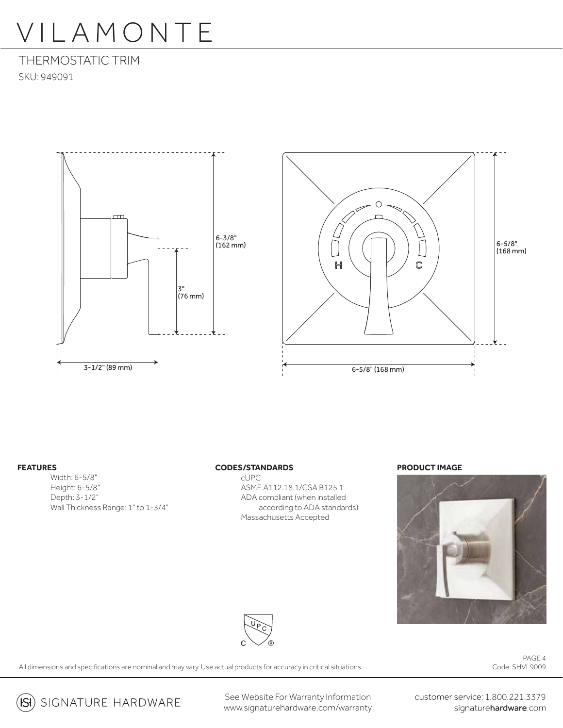# VILAMONTE

## THERMOSTATIC TRIM

SKU: 949091

3-1/2" (89 mm)

3" (76 mm)

6-3/8" (162 mm)

6-5/8" (168 mm)

6-5/8" (168 mm)

H C

### FEATURES

Width: 6-5/8"
Height: 6-5/8"
Depth: 3-1/2"
Wall Thickness Range: 1" to 1-3/4"

### CODES/STANDARDS

cUPC
ASME A112.18.1/CSA B125.1
ADA compliant (when installed according to ADA standards)
Massachusetts Accepted

### PRODUCT IMAGE

All dimensions and specifications are nominal and may vary. Use actual products for accuracy in critical situations.

Code: SHVL9009

SIGNATURE HARDWARE

See Website For Warranty Information
www.signaturehardware.com/warranty

customer service: 1.800.221.3379
signaturehardware.com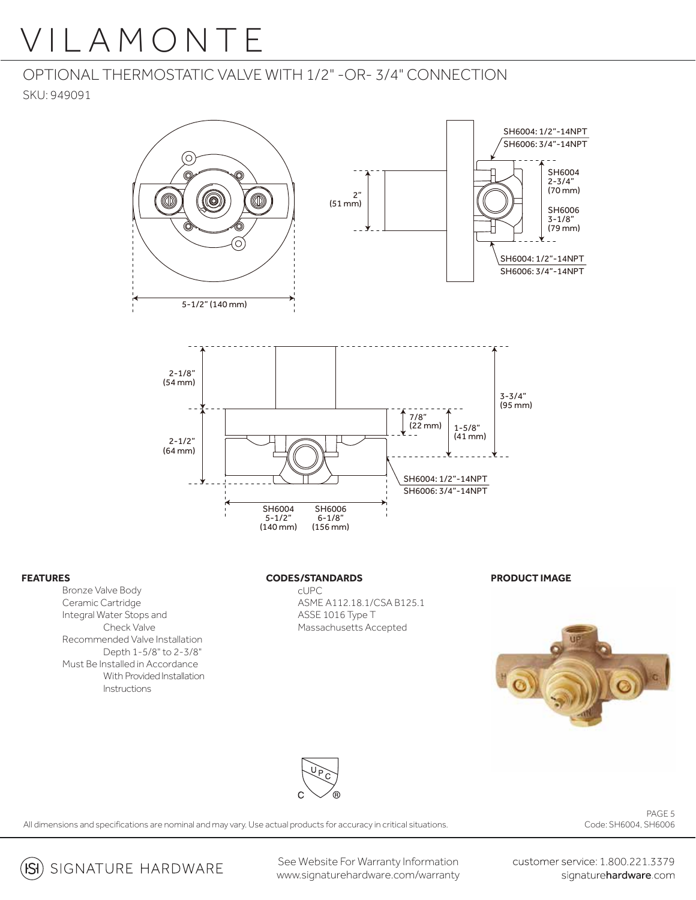# VILAMONTE

## OPTIONAL THERMOSTATIC VALVE WITH 1/2" -OR- 3/4" CONNECTION

SKU: 949091

5-1/2" (140 mm)

2" (51 mm)

SH6004: 1/2"-14NPT
SH6006: 3/4"-14NPT

SH6004
2-3/4"
(70 mm)

SH6006
3-1/8"
(79 mm)

SH6004: 1/2"-14NPT
SH6006: 3/4"-14NPT

2-1/8" (54 mm)

2-1/2" (64 mm)

7/8" (22 mm)

1-5/8" (41 mm)

3-3/4" (95 mm)

SH6004: 1/2"-14NPT
SH6006: 3/4"-14NPT

SH6004 5-1/2" (140 mm)
SH6006 6-1/8" (156 mm)

**FEATURES**

- Bronze Valve Body
- Ceramic Cartridge
- Integral Water Stops and Check Valve
- Recommended Valve Installation Depth 1-5/8" to 2-3/8"
- Must Be Installed in Accordance With Provided Installation Instructions

**CODES/STANDARDS**

- cUPC
- ASME A112.18.1/CSA B125.1
- ASSE 1016 Type T
- Massachusetts Accepted

**PRODUCT IMAGE**

All dimensions and specifications are nominal and may vary. Use actual products for accuracy in critical situations.

Code: SH6004, SH6006

SIGNATURE HARDWARE

See Website For Warranty Information
www.signaturehardware.com/warranty

customer service: 1.800.221.3379
signaturehardware.com